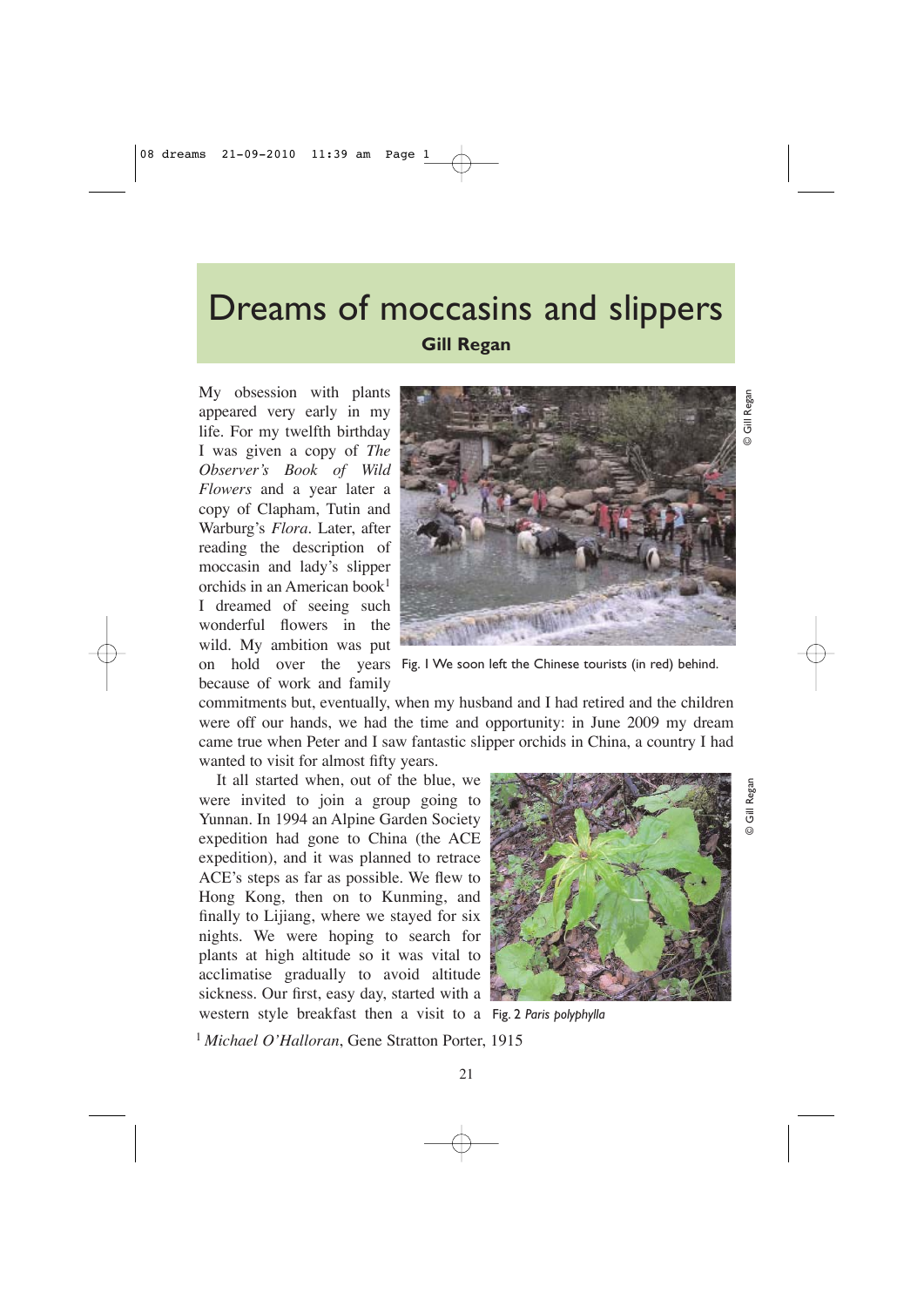# Dreams of moccasins and slippers

**Gill Regan**

My obsession with plants appeared very early in my life. For my twelfth birthday I was given a copy of *The Observer's Book of Wild Flowers* and a year later a copy of Clapham, Tutin and Warburg's *Flora*. Later, after reading the description of moccasin and lady's slipper orchids in an American book[1] I dreamed of seeing such wonderful flowers in the wild. My ambition was put on hold over the years because of work and family commitments but, eventually, when my husband and I had retired and the children were off our hands, we had the time and opportunity: in June 2009 my dream came true when Peter and I saw fantastic slipper orchids in China, a country I had wanted to visit for almost fifty years.

Fig. 1 We soon left the Chinese tourists (in red) behind.

© Gill Regan

It all started when, out of the blue, we were invited to join a group going to Yunnan. In 1994 an Alpine Garden Society expedition had gone to China (the ACE expedition), and it was planned to retrace ACE's steps as far as possible. We flew to Hong Kong, then on to Kunming, and finally to Lijiang, where we stayed for six nights. We were hoping to search for plants at high altitude so it was vital to acclimatise gradually to avoid altitude sickness. Our first, easy day, started with a western style breakfast then a visit to a

Fig. 2 *Paris polyphylla*

© Gill Regan

[1] *Michael O'Halloran*, Gene Stratton Porter, 1915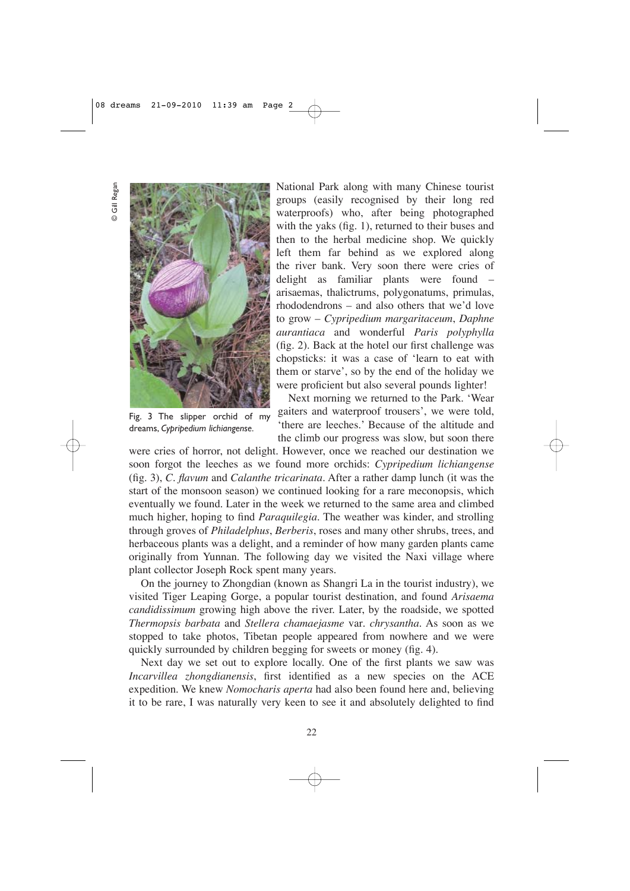National Park along with many Chinese tourist groups (easily recognised by their long red waterproofs) who, after being photographed with the yaks (fig. 1), returned to their buses and then to the herbal medicine shop. We quickly left them far behind as we explored along the river bank. Very soon there were cries of delight as familiar plants were found – arisaemas, thalictrums, polygonatums, primulas, rhododendrons – and also others that we'd love to grow – *Cypripedium margaritaceum*, *Daphne aurantiaca* and wonderful *Paris polyphylla* (fig. 2). Back at the hotel our first challenge was chopsticks: it was a case of 'learn to eat with them or starve', so by the end of the holiday we were proficient but also several pounds lighter!

© Gill Regan

Fig. 3 The slipper orchid of my dreams, *Cypripedium lichiangense*.

Next morning we returned to the Park. 'Wear gaiters and waterproof trousers', we were told, 'there are leeches.' Because of the altitude and the climb our progress was slow, but soon there were cries of horror, not delight. However, once we reached our destination we soon forgot the leeches as we found more orchids: *Cypripedium lichiangense* (fig. 3), *C. flavum* and *Calanthe tricarinata*. After a rather damp lunch (it was the start of the monsoon season) we continued looking for a rare meconopsis, which eventually we found. Later in the week we returned to the same area and climbed much higher, hoping to find *Paraquilegia*. The weather was kinder, and strolling through groves of *Philadelphus*, *Berberis*, roses and many other shrubs, trees, and herbaceous plants was a delight, and a reminder of how many garden plants came originally from Yunnan. The following day we visited the Naxi village where plant collector Joseph Rock spent many years.

On the journey to Zhongdian (known as Shangri La in the tourist industry), we visited Tiger Leaping Gorge, a popular tourist destination, and found *Arisaema candidissimum* growing high above the river. Later, by the roadside, we spotted *Thermopsis barbata* and *Stellera chamaejasme* var. *chrysantha*. As soon as we stopped to take photos, Tibetan people appeared from nowhere and we were quickly surrounded by children begging for sweets or money (fig. 4).

Next day we set out to explore locally. One of the first plants we saw was *Incarvillea zhongdianensis*, first identified as a new species on the ACE expedition. We knew *Nomocharis aperta* had also been found here and, believing it to be rare, I was naturally very keen to see it and absolutely delighted to find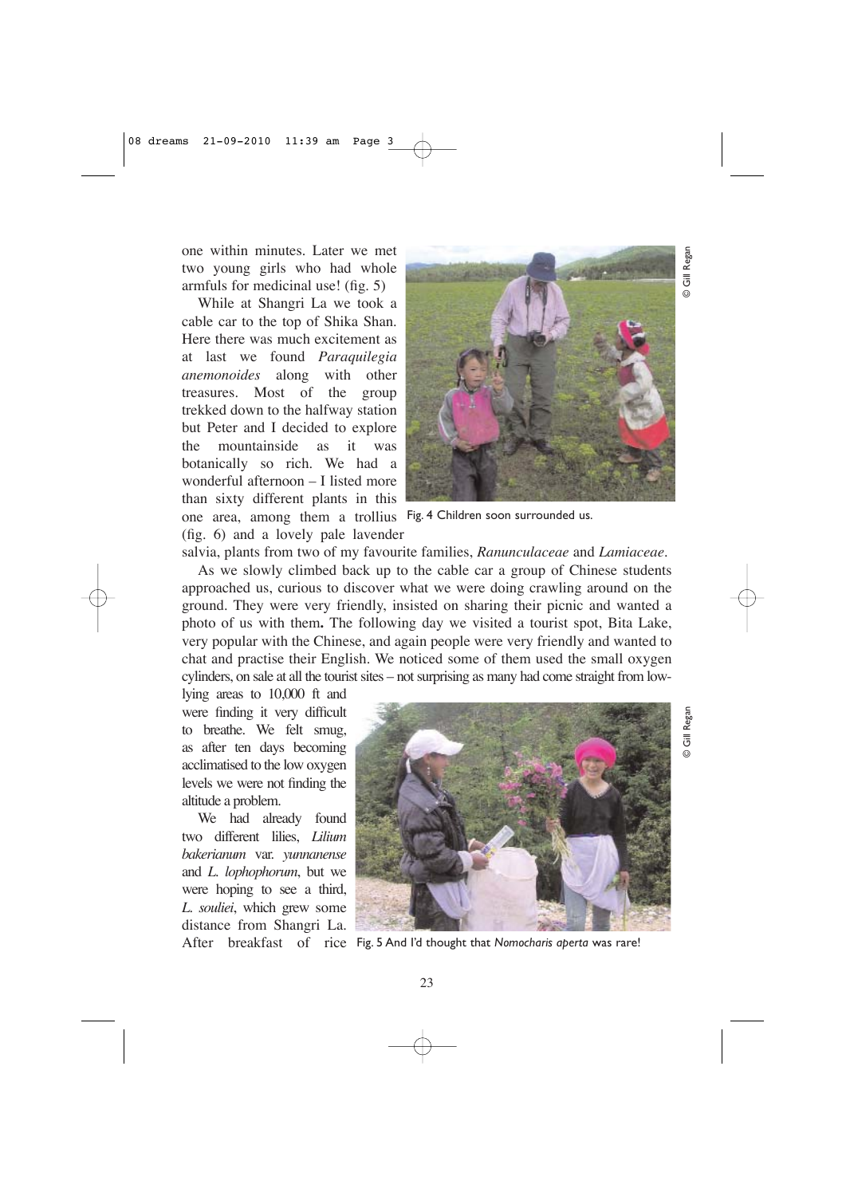one within minutes. Later we met two young girls who had whole armfuls for medicinal use! (fig. 5)

While at Shangri La we took a cable car to the top of Shika Shan. Here there was much excitement as at last we found *Paraquilegia anemonoides* along with other treasures. Most of the group trekked down to the halfway station but Peter and I decided to explore the mountainside as it was botanically so rich. We had a wonderful afternoon – I listed more than sixty different plants in this one area, among them a trollius (fig. 6) and a lovely pale lavender salvia, plants from two of my favourite families, *Ranunculaceae* and *Lamiaceae*.

Fig. 4 Children soon surrounded us.

As we slowly climbed back up to the cable car a group of Chinese students approached us, curious to discover what we were doing crawling around on the ground. They were very friendly, insisted on sharing their picnic and wanted a photo of us with them**.** The following day we visited a tourist spot, Bita Lake, very popular with the Chinese, and again people were very friendly and wanted to chat and practise their English. We noticed some of them used the small oxygen cylinders, on sale at all the tourist sites – not surprising as many had come straight from low-lying areas to 10,000 ft and were finding it very difficult to breathe. We felt smug, as after ten days becoming acclimatised to the low oxygen levels we were not finding the altitude a problem.

We had already found two different lilies, *Lilium bakerianum* var. *yunnanense* and *L. lophophorum*, but we were hoping to see a third, *L. souliei*, which grew some distance from Shangri La. After breakfast of rice

Fig. 5 And I'd thought that *Nomocharis aperta* was rare!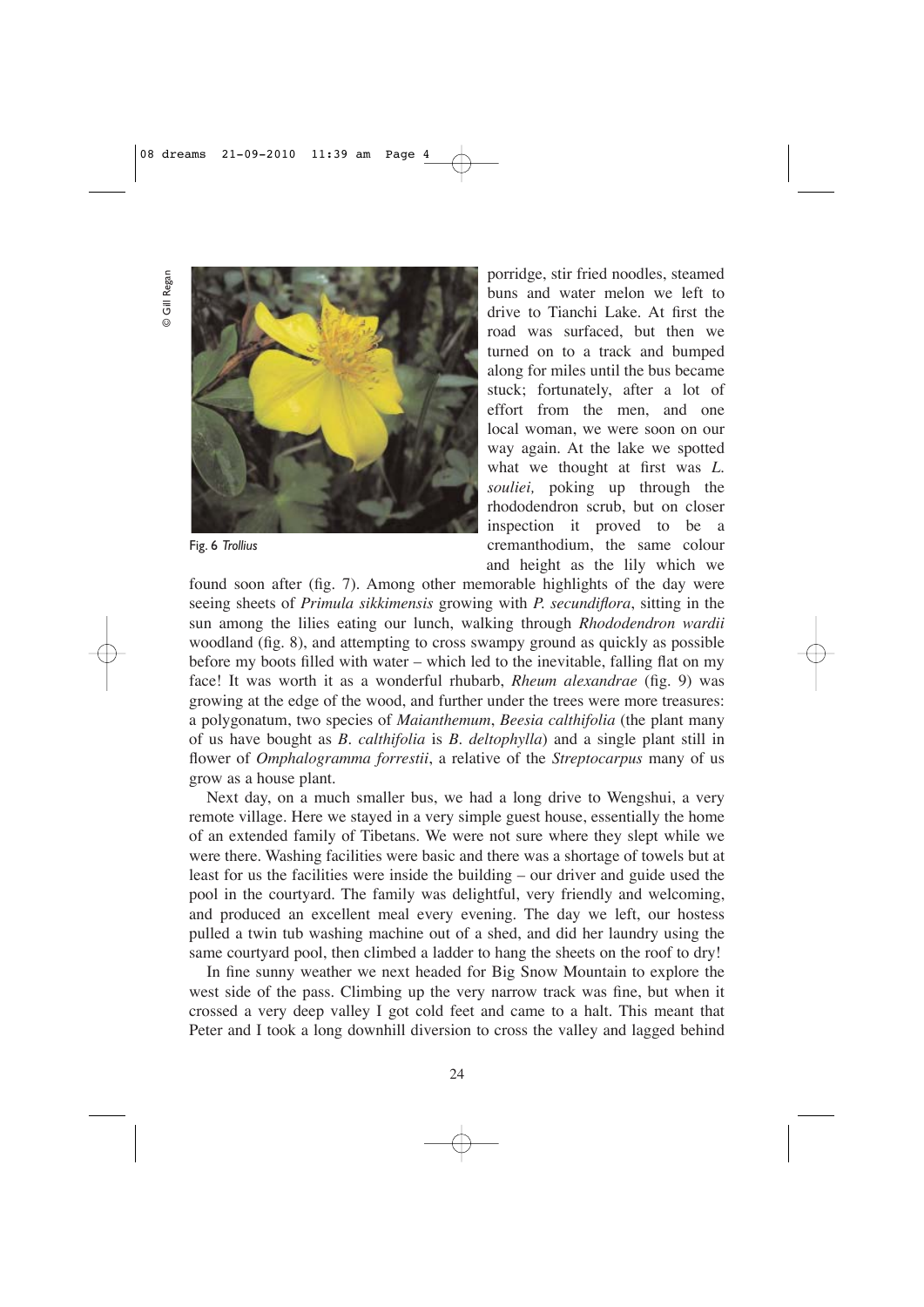© Gill Regan

Fig. 6 *Trollius*

porridge, stir fried noodles, steamed buns and water melon we left to drive to Tianchi Lake. At first the road was surfaced, but then we turned on to a track and bumped along for miles until the bus became stuck; fortunately, after a lot of effort from the men, and one local woman, we were soon on our way again. At the lake we spotted what we thought at first was *L. souliei,* poking up through the rhododendron scrub, but on closer inspection it proved to be a cremanthodium, the same colour and height as the lily which we found soon after (fig. 7). Among other memorable highlights of the day were seeing sheets of *Primula sikkimensis* growing with *P. secundiflora*, sitting in the sun among the lilies eating our lunch, walking through *Rhododendron wardii* woodland (fig. 8), and attempting to cross swampy ground as quickly as possible before my boots filled with water – which led to the inevitable, falling flat on my face! It was worth it as a wonderful rhubarb, *Rheum alexandrae* (fig. 9) was growing at the edge of the wood, and further under the trees were more treasures: a polygonatum, two species of *Maianthemum*, *Beesia calthifolia* (the plant many of us have bought as *B. calthifolia* is *B. deltophylla*) and a single plant still in flower of *Omphalogramma forrestii*, a relative of the *Streptocarpus* many of us grow as a house plant.

Next day, on a much smaller bus, we had a long drive to Wengshui, a very remote village. Here we stayed in a very simple guest house, essentially the home of an extended family of Tibetans. We were not sure where they slept while we were there. Washing facilities were basic and there was a shortage of towels but at least for us the facilities were inside the building – our driver and guide used the pool in the courtyard. The family was delightful, very friendly and welcoming, and produced an excellent meal every evening. The day we left, our hostess pulled a twin tub washing machine out of a shed, and did her laundry using the same courtyard pool, then climbed a ladder to hang the sheets on the roof to dry!

In fine sunny weather we next headed for Big Snow Mountain to explore the west side of the pass. Climbing up the very narrow track was fine, but when it crossed a very deep valley I got cold feet and came to a halt. This meant that Peter and I took a long downhill diversion to cross the valley and lagged behind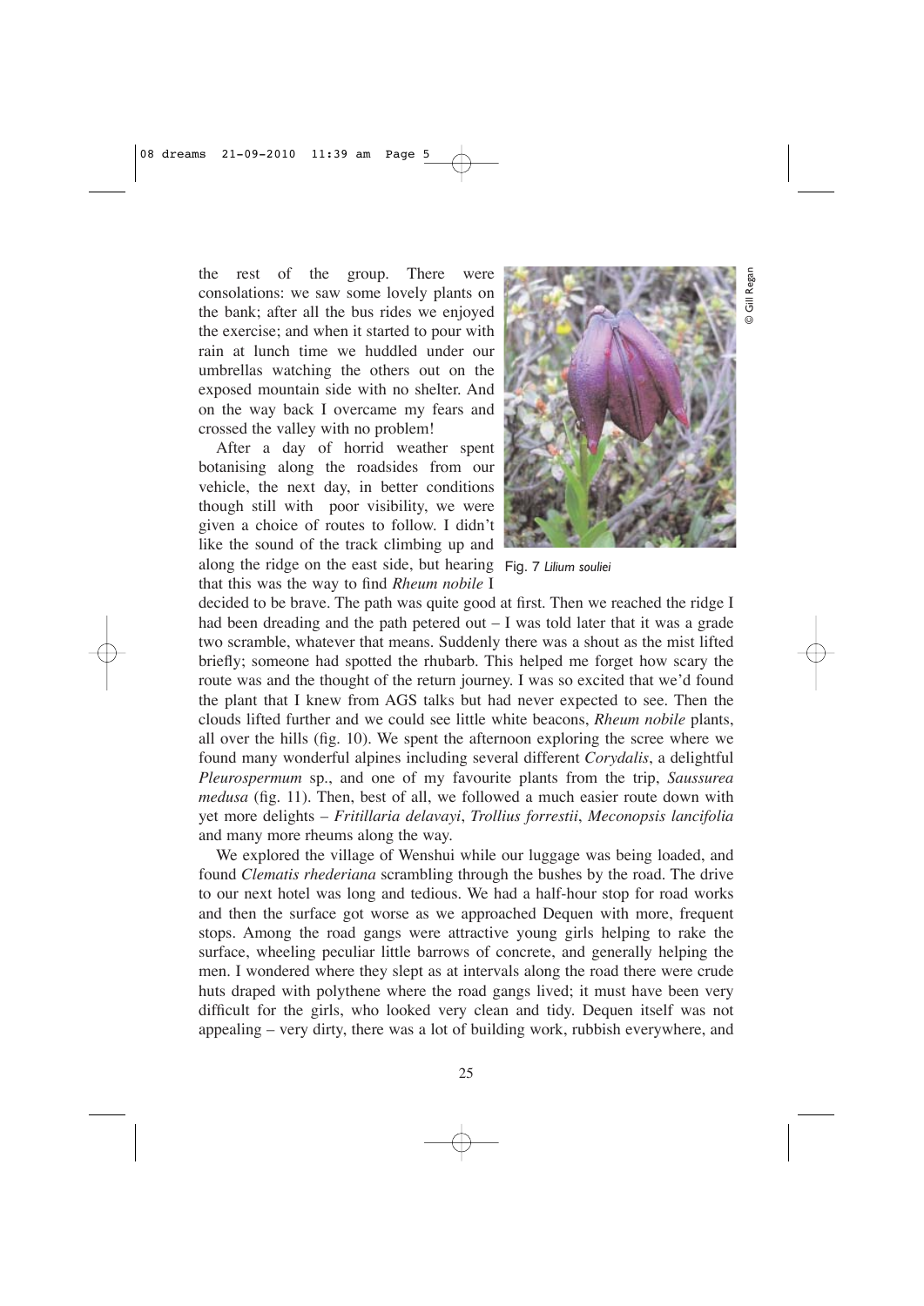the rest of the group. There were consolations: we saw some lovely plants on the bank; after all the bus rides we enjoyed the exercise; and when it started to pour with rain at lunch time we huddled under our umbrellas watching the others out on the exposed mountain side with no shelter. And on the way back I overcame my fears and crossed the valley with no problem!

After a day of horrid weather spent botanising along the roadsides from our vehicle, the next day, in better conditions though still with poor visibility, we were given a choice of routes to follow. I didn't like the sound of the track climbing up and along the ridge on the east side, but hearing that this was the way to find *Rheum nobile* I decided to be brave. The path was quite good at first. Then we reached the ridge I had been dreading and the path petered out – I was told later that it was a grade two scramble, whatever that means. Suddenly there was a shout as the mist lifted briefly; someone had spotted the rhubarb. This helped me forget how scary the route was and the thought of the return journey. I was so excited that we'd found the plant that I knew from AGS talks but had never expected to see. Then the clouds lifted further and we could see little white beacons, *Rheum nobile* plants, all over the hills (fig. 10). We spent the afternoon exploring the scree where we found many wonderful alpines including several different *Corydalis*, a delightful *Pleurospermum* sp., and one of my favourite plants from the trip, *Saussurea medusa* (fig. 11). Then, best of all, we followed a much easier route down with yet more delights – *Fritillaria delavayi*, *Trollius forrestii*, *Meconopsis lancifolia* and many more rheums along the way.

Fig. 7 *Lilium souliei*

© Gill Regan

We explored the village of Wenshui while our luggage was being loaded, and found *Clematis rhederiana* scrambling through the bushes by the road. The drive to our next hotel was long and tedious. We had a half-hour stop for road works and then the surface got worse as we approached Dequen with more, frequent stops. Among the road gangs were attractive young girls helping to rake the surface, wheeling peculiar little barrows of concrete, and generally helping the men. I wondered where they slept as at intervals along the road there were crude huts draped with polythene where the road gangs lived; it must have been very difficult for the girls, who looked very clean and tidy. Dequen itself was not appealing – very dirty, there was a lot of building work, rubbish everywhere, and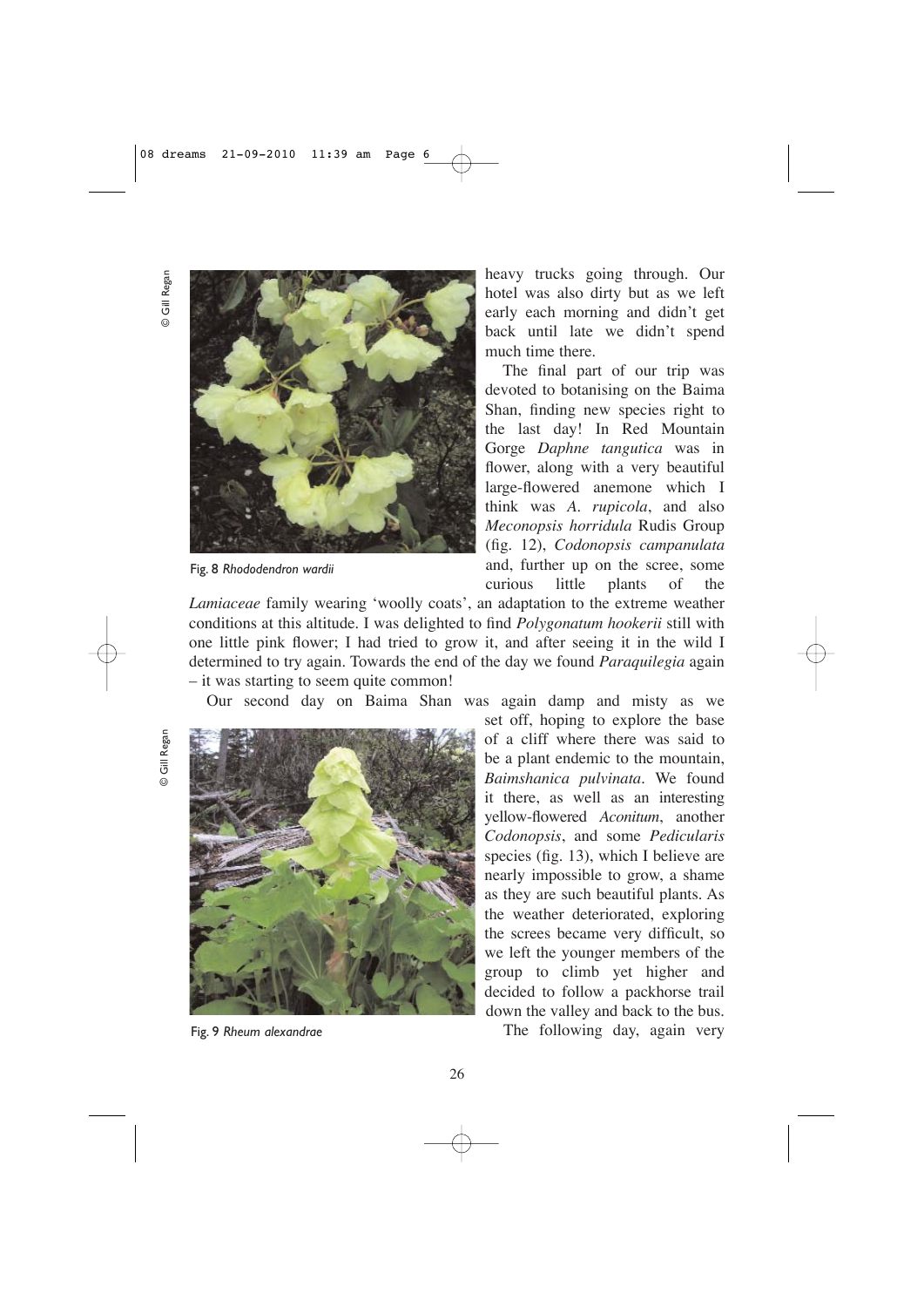Fig. 8 *Rhododendron wardii*

heavy trucks going through. Our hotel was also dirty but as we left early each morning and didn't get back until late we didn't spend much time there.

The final part of our trip was devoted to botanising on the Baima Shan, finding new species right to the last day! In Red Mountain Gorge *Daphne tangutica* was in flower, along with a very beautiful large-flowered anemone which I think was *A. rupicola*, and also *Meconopsis horridula* Rudis Group (fig. 12), *Codonopsis campanulata* and, further up on the scree, some curious little plants of the *Lamiaceae* family wearing 'woolly coats', an adaptation to the extreme weather conditions at this altitude. I was delighted to find *Polygonatum hookerii* still with one little pink flower; I had tried to grow it, and after seeing it in the wild I determined to try again. Towards the end of the day we found *Paraquilegia* again – it was starting to seem quite common!

Our second day on Baima Shan was again damp and misty as we set off, hoping to explore the base of a cliff where there was said to be a plant endemic to the mountain, *Baimshanica pulvinata*. We found it there, as well as an interesting yellow-flowered *Aconitum*, another *Codonopsis*, and some *Pedicularis* species (fig. 13), which I believe are nearly impossible to grow, a shame as they are such beautiful plants. As the weather deteriorated, exploring the screes became very difficult, so we left the younger members of the group to climb yet higher and decided to follow a packhorse trail down the valley and back to the bus.

Fig. 9 *Rheum alexandrae*

The following day, again very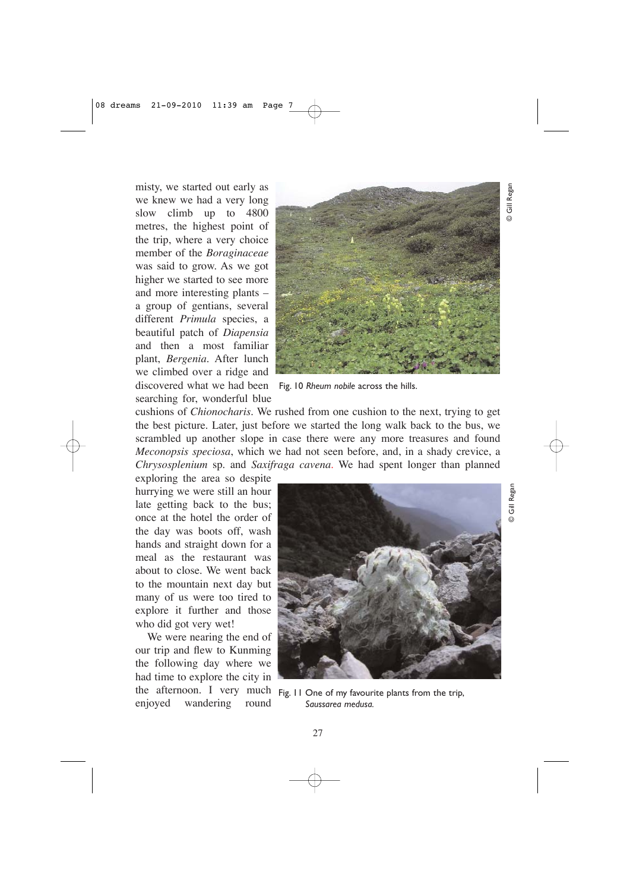misty, we started out early as we knew we had a very long slow climb up to 4800 metres, the highest point of the trip, where a very choice member of the *Boraginaceae* was said to grow. As we got higher we started to see more and more interesting plants – a group of gentians, several different *Primula* species, a beautiful patch of *Diapensia* and then a most familiar plant, *Bergenia*. After lunch we climbed over a ridge and discovered what we had been searching for, wonderful blue cushions of *Chionocharis*. We rushed from one cushion to the next, trying to get the best picture. Later, just before we started the long walk back to the bus, we scrambled up another slope in case there were any more treasures and found *Meconopsis speciosa*, which we had not seen before, and, in a shady crevice, a *Chrysosplenium* sp. and *Saxifraga cavena*. We had spent longer than planned exploring the area so despite hurrying we were still an hour late getting back to the bus; once at the hotel the order of the day was boots off, wash hands and straight down for a meal as the restaurant was about to close. We went back to the mountain next day but many of us were too tired to explore it further and those who did got very wet!

Fig. 10 *Rheum nobile* across the hills.

© Gill Regan

We were nearing the end of our trip and flew to Kunming the following day where we had time to explore the city in the afternoon. I very much enjoyed wandering round

Fig. 11 One of my favourite plants from the trip, *Saussarea medusa*.

© Gill Regan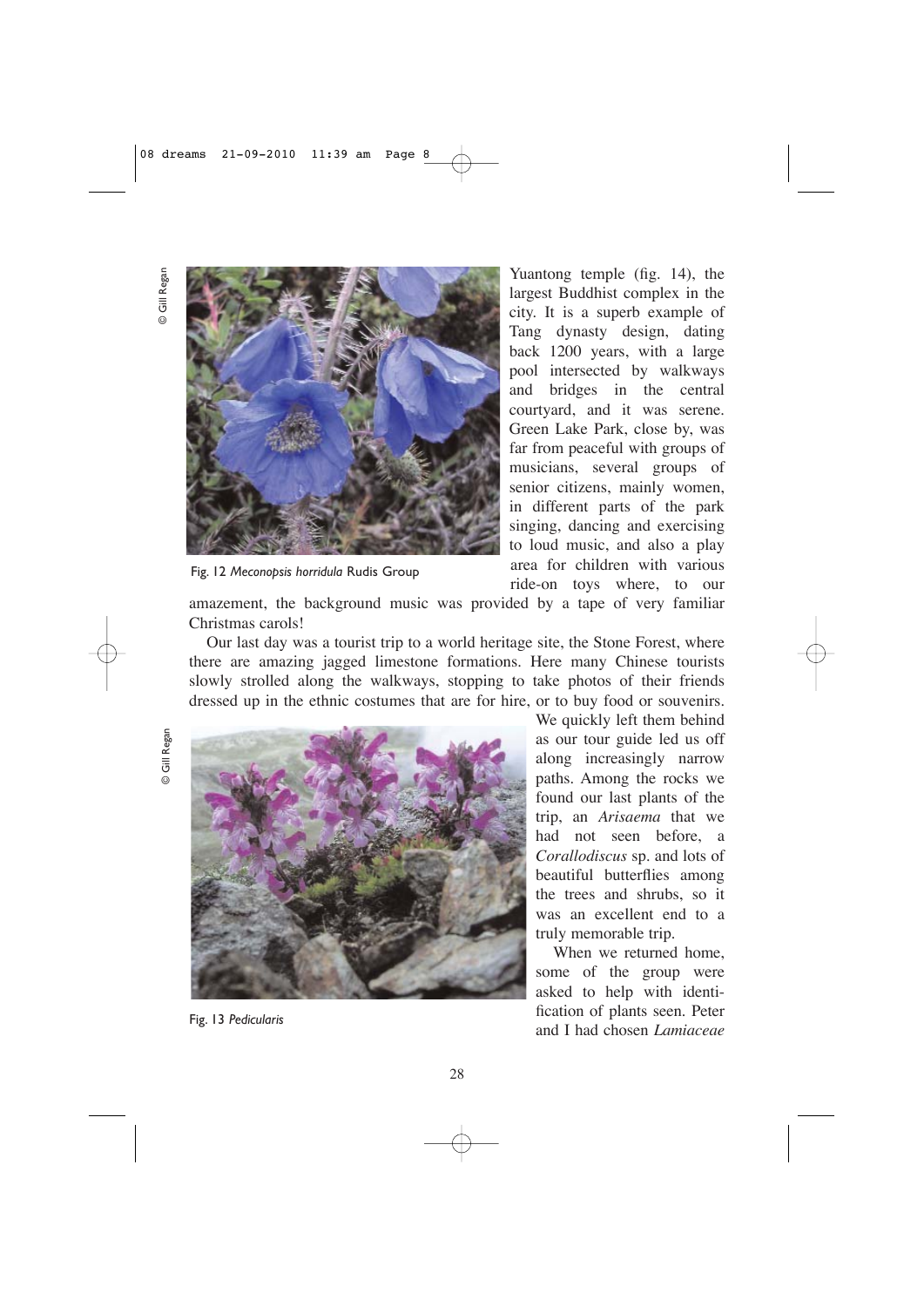Fig. 12 *Meconopsis horridula* Rudis Group

Yuantong temple (fig. 14), the largest Buddhist complex in the city. It is a superb example of Tang dynasty design, dating back 1200 years, with a large pool intersected by walkways and bridges in the central courtyard, and it was serene. Green Lake Park, close by, was far from peaceful with groups of musicians, several groups of senior citizens, mainly women, in different parts of the park singing, dancing and exercising to loud music, and also a play area for children with various ride-on toys where, to our amazement, the background music was provided by a tape of very familiar Christmas carols!

Our last day was a tourist trip to a world heritage site, the Stone Forest, where there are amazing jagged limestone formations. Here many Chinese tourists slowly strolled along the walkways, stopping to take photos of their friends dressed up in the ethnic costumes that are for hire, or to buy food or souvenirs. We quickly left them behind as our tour guide led us off along increasingly narrow paths. Among the rocks we found our last plants of the trip, an *Arisaema* that we had not seen before, a *Corallodiscus* sp. and lots of beautiful butterflies among the trees and shrubs, so it was an excellent end to a truly memorable trip.

Fig. 13 *Pedicularis*

When we returned home, some of the group were asked to help with identification of plants seen. Peter and I had chosen *Lamiaceae*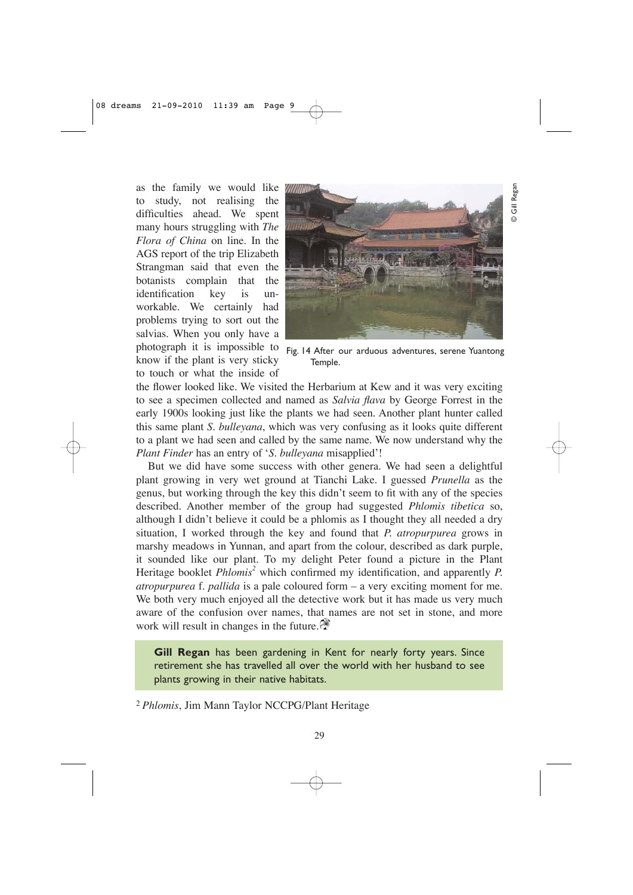as the family we would like to study, not realising the difficulties ahead. We spent many hours struggling with *The Flora of China* on line. In the AGS report of the trip Elizabeth Strangman said that even the botanists complain that the identification key is unworkable. We certainly had problems trying to sort out the salvias. When you only have a photograph it is impossible to know if the plant is very sticky to touch or what the inside of the flower looked like. We visited the Herbarium at Kew and it was very exciting to see a specimen collected and named as *Salvia flava* by George Forrest in the early 1900s looking just like the plants we had seen. Another plant hunter called this same plant *S. bulleyana*, which was very confusing as it looks quite different to a plant we had seen and called by the same name. We now understand why the *Plant Finder* has an entry of '*S. bulleyana* misapplied'!

© Gill Regan

Fig. 14 After our arduous adventures, serene Yuantong Temple.

But we did have some success with other genera. We had seen a delightful plant growing in very wet ground at Tianchi Lake. I guessed *Prunella* as the genus, but working through the key this didn't seem to fit with any of the species described. Another member of the group had suggested *Phlomis tibetica* so, although I didn't believe it could be a phlomis as I thought they all needed a dry situation, I worked through the key and found that *P. atropurpurea* grows in marshy meadows in Yunnan, and apart from the colour, described as dark purple, it sounded like our plant. To my delight Peter found a picture in the Plant Heritage booklet *Phlomis*[2] which confirmed my identification, and apparently *P. atropurpurea* f. *pallida* is a pale coloured form – a very exciting moment for me. We both very much enjoyed all the detective work but it has made us very much aware of the confusion over names, that names are not set in stone, and more work will result in changes in the future.

**Gill Regan** has been gardening in Kent for nearly forty years. Since retirement she has travelled all over the world with her husband to see plants growing in their native habitats.

[2] *Phlomis*, Jim Mann Taylor NCCPG/Plant Heritage